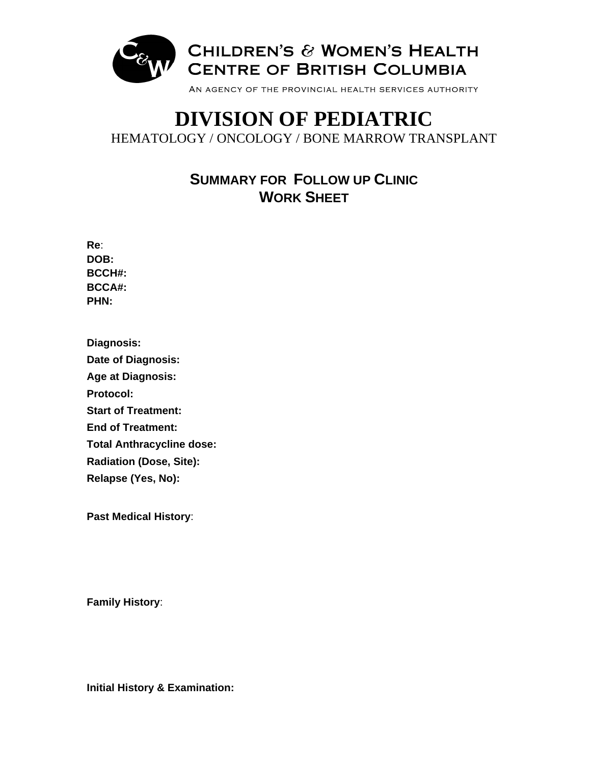Children's & Women's Health Centre of British Columbia

An agency of the provincial health services authority

# DIVISION OF PEDIATRIC

HEMATOLOGY / ONCOLOGY / BONE MARROW TRANSPLANT

## Summary for Follow up Clinic Work Sheet

**Re**:
**DOB:**
**BCCH#:**
**BCCA#:**
**PHN:**

**Diagnosis:**
**Date of Diagnosis:**
**Age at Diagnosis:**
**Protocol:**
**Start of Treatment:**
**End of Treatment:**
**Total Anthracycline dose:**
**Radiation (Dose, Site):**
**Relapse (Yes, No):**

**Past Medical History**:

**Family History**:

**Initial History & Examination:**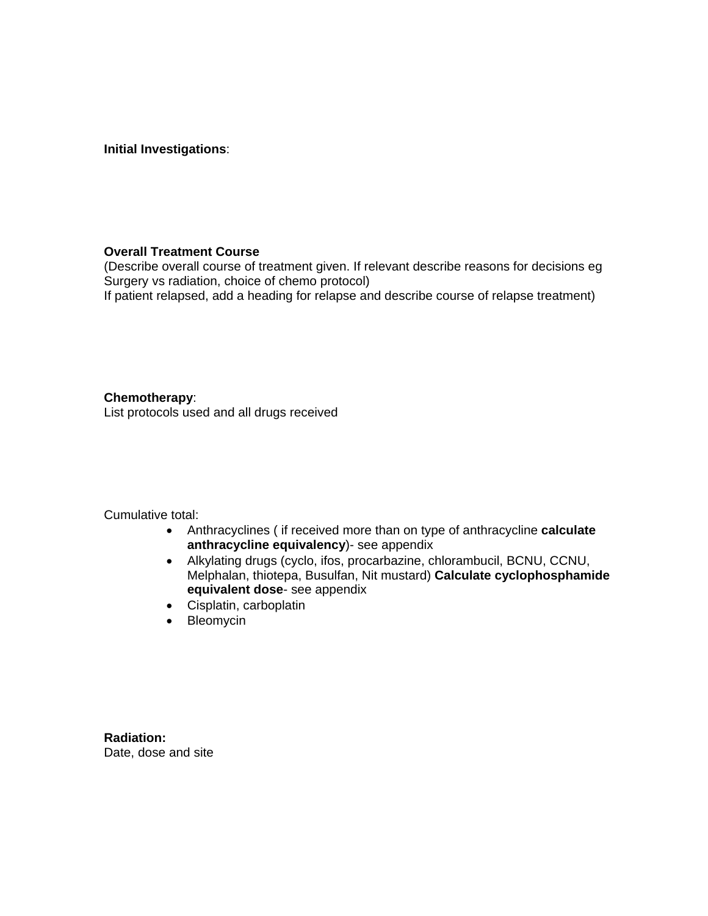**Initial Investigations**:

**Overall Treatment Course**
(Describe overall course of treatment given. If relevant describe reasons for decisions eg Surgery vs radiation, choice of chemo protocol)
If patient relapsed, add a heading for relapse and describe course of relapse treatment)

**Chemotherapy**:
List protocols used and all drugs received

Cumulative total:

- Anthracyclines ( if received more than on type of anthracycline **calculate anthracycline equivalency**)- see appendix
- Alkylating drugs (cyclo, ifos, procarbazine, chlorambucil, BCNU, CCNU, Melphalan, thiotepa, Busulfan, Nit mustard) **Calculate cyclophosphamide equivalent dose**- see appendix
- Cisplatin, carboplatin
- Bleomycin

**Radiation:**
Date, dose and site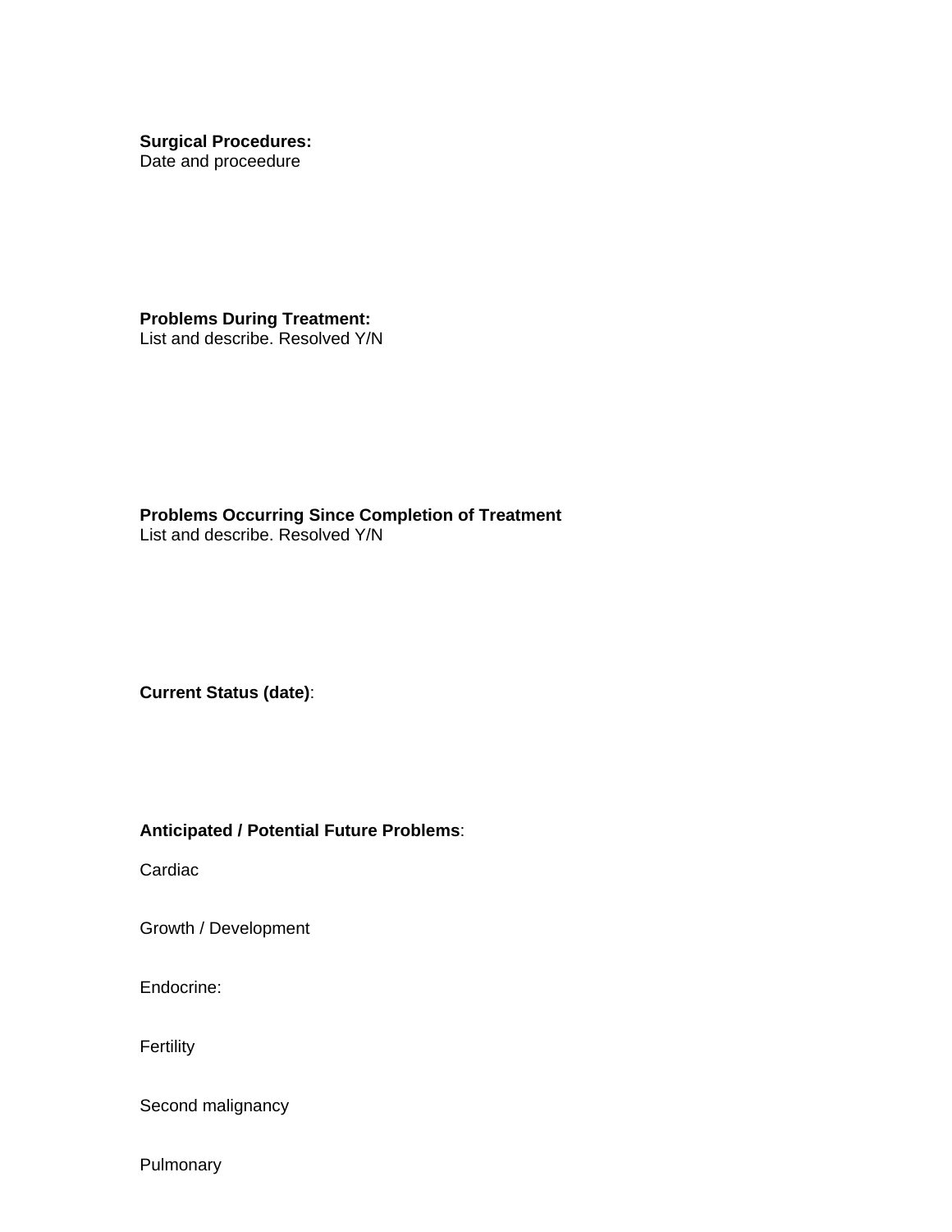**Surgical Procedures:**
Date and proceedure

**Problems During Treatment:**
List and describe. Resolved Y/N

**Problems Occurring Since Completion of Treatment**
List and describe. Resolved Y/N

**Current Status (date)**:

**Anticipated / Potential Future Problems**:

Cardiac

Growth / Development

Endocrine:

Fertility

Second malignancy

Pulmonary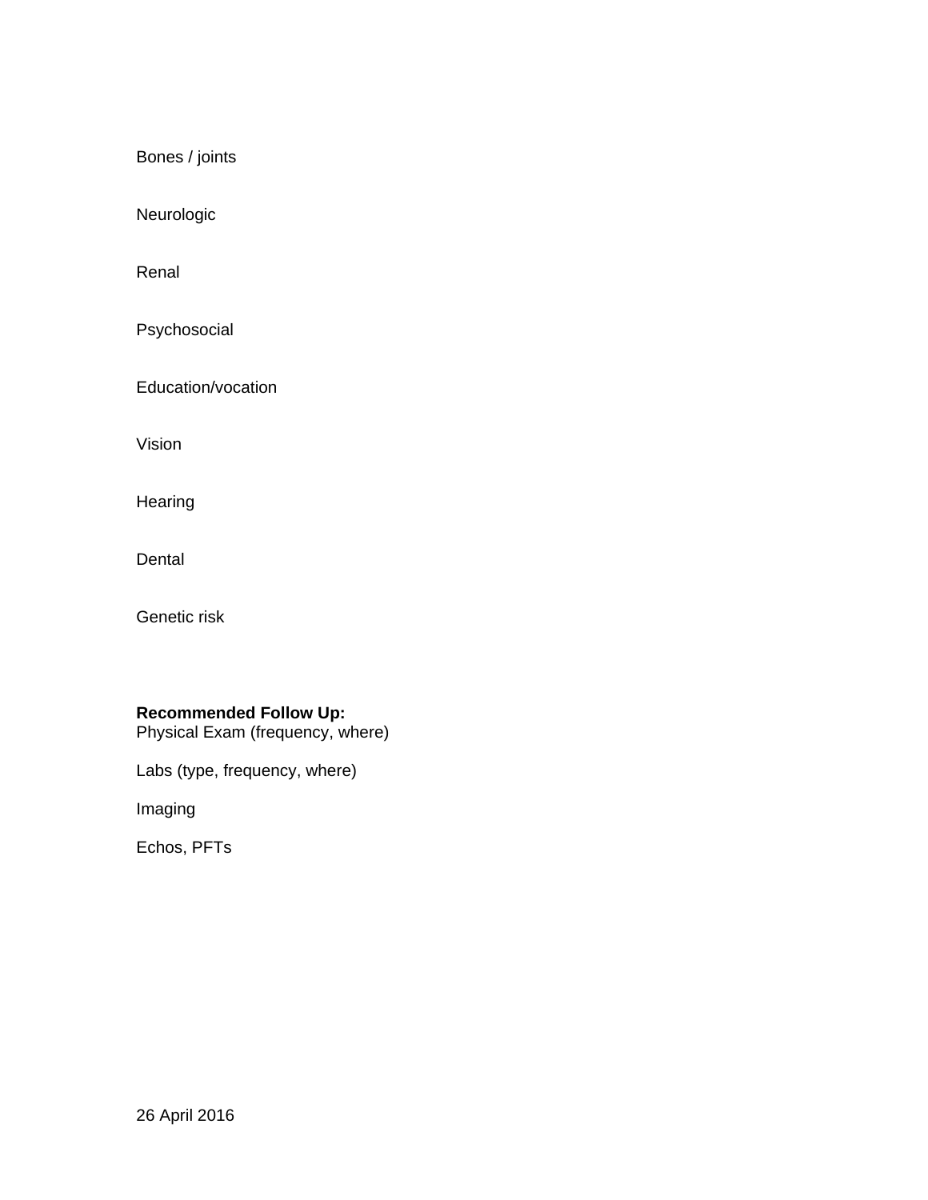Bones / joints

Neurologic

Renal

Psychosocial

Education/vocation

Vision

Hearing

Dental

Genetic risk

**Recommended Follow Up:**
Physical Exam (frequency, where)

Labs (type, frequency, where)

Imaging

Echos, PFTs

26 April 2016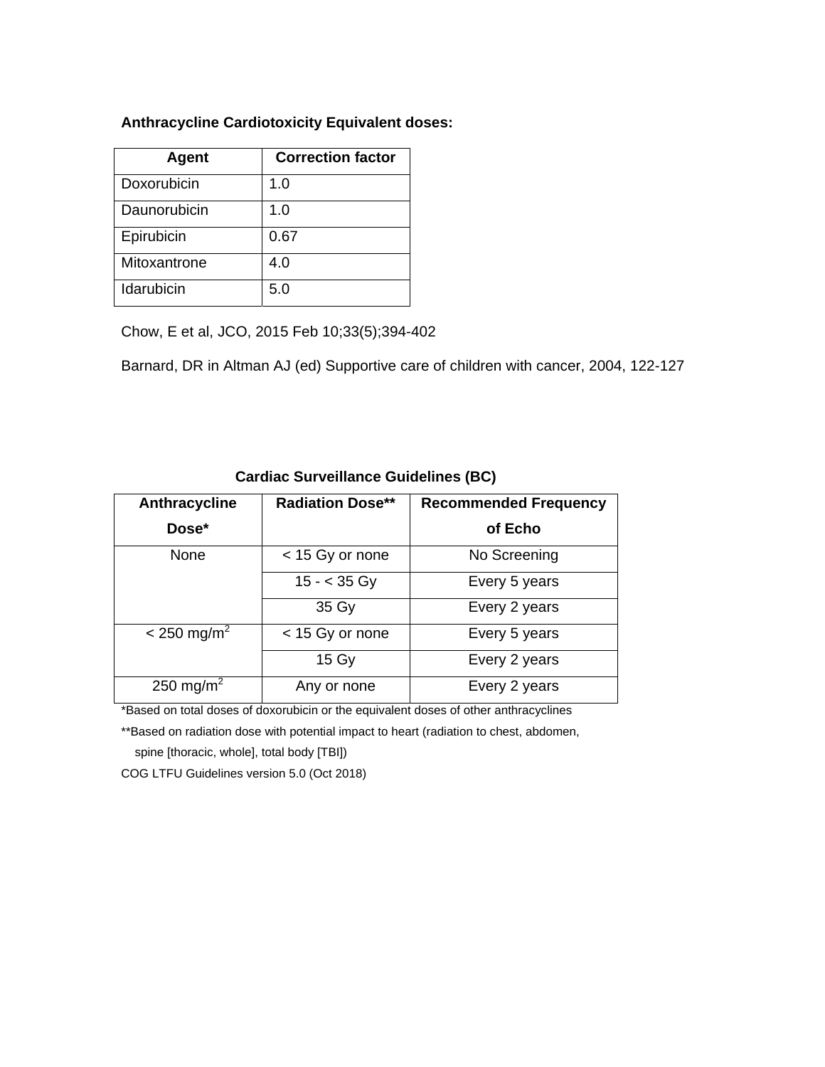**Anthracycline Cardiotoxicity Equivalent doses:**

| Agent | Correction factor |
|---|---|
| Doxorubicin | 1.0 |
| Daunorubicin | 1.0 |
| Epirubicin | 0.67 |
| Mitoxantrone | 4.0 |
| Idarubicin | 5.0 |

Chow, E et al, JCO, 2015 Feb 10;33(5);394-402

Barnard, DR in Altman AJ (ed) Supportive care of children with cancer, 2004, 122-127

**Cardiac Surveillance Guidelines (BC)**

| Anthracycline Dose* | Radiation Dose** | Recommended Frequency of Echo |
|---|---|---|
| None | < 15 Gy or none | No Screening |
| | 15 - < 35 Gy | Every 5 years |
| | 35 Gy | Every 2 years |
| < 250 mg/$m^2$ | < 15 Gy or none | Every 5 years |
| | 15 Gy | Every 2 years |
| 250 mg/$m^2$ | Any or none | Every 2 years |

*Based on total doses of doxorubicin or the equivalent doses of other anthracyclines

**Based on radiation dose with potential impact to heart (radiation to chest, abdomen, spine [thoracic, whole], total body [TBI])

COG LTFU Guidelines version 5.0 (Oct 2018)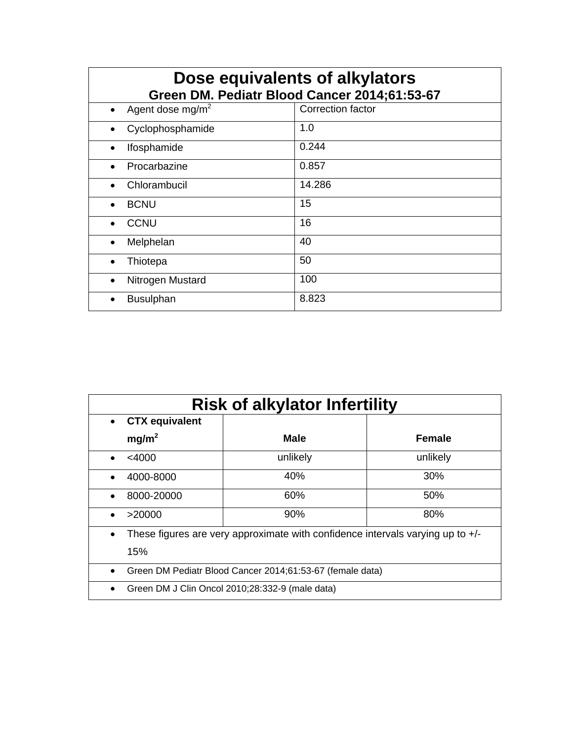| Dose equivalents of alkylators<br>Green DM. Pediatr Blood Cancer 2014;61:53-67 | |
|---|---|
| Agent dose mg/m$^2$ | Correction factor |
| Cyclophosphamide | 1.0 |
| Ifosphamide | 0.244 |
| Procarbazine | 0.857 |
| Chlorambucil | 14.286 |
| BCNU | 15 |
| CCNU | 16 |
| Melphelan | 40 |
| Thiotepa | 50 |
| Nitrogen Mustard | 100 |
| Busulphan | 8.823 |

| Risk of alkylator Infertility | | |
|---|---|---|
| **CTX equivalent mg/m$^2$** | **Male** | **Female** |
| <4000 | unlikely | unlikely |
| 4000-8000 | 40% | 30% |
| 8000-20000 | 60% | 50% |
| >20000 | 90% | 80% |
| These figures are very approximate with confidence intervals varying up to +/- 15% | | |
| Green DM Pediatr Blood Cancer 2014;61:53-67 (female data) | | |
| Green DM J Clin Oncol 2010;28:332-9 (male data) | | |